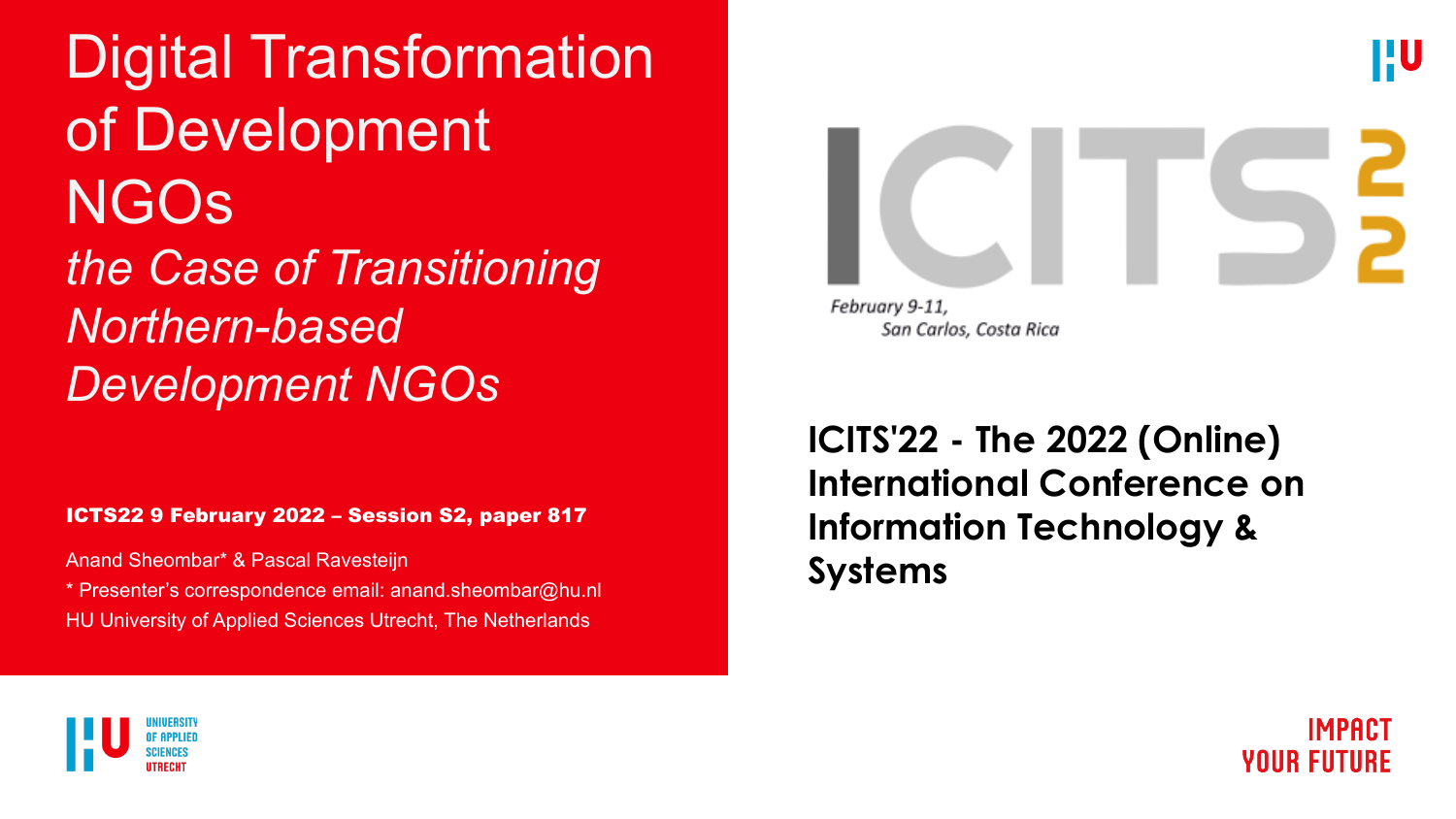# Digital Transformation of Development NGOs

## *the Case of Transitioning Northern-based Development NGOs*

**ICTS22 9 February 2022 – Session S2, paper 817**

Anand Sheombar* & Pascal Ravesteijn

* Presenter's correspondence email: anand.sheombar@hu.nl

HU University of Applied Sciences Utrecht, The Netherlands

ICITS 22

*February 9-11, San Carlos, Costa Rica*

**ICITS'22 - The 2022 (Online) International Conference on Information Technology & Systems**

UNIVERSITY OF APPLIED SCIENCES UTRECHT

IMPACT YOUR FUTURE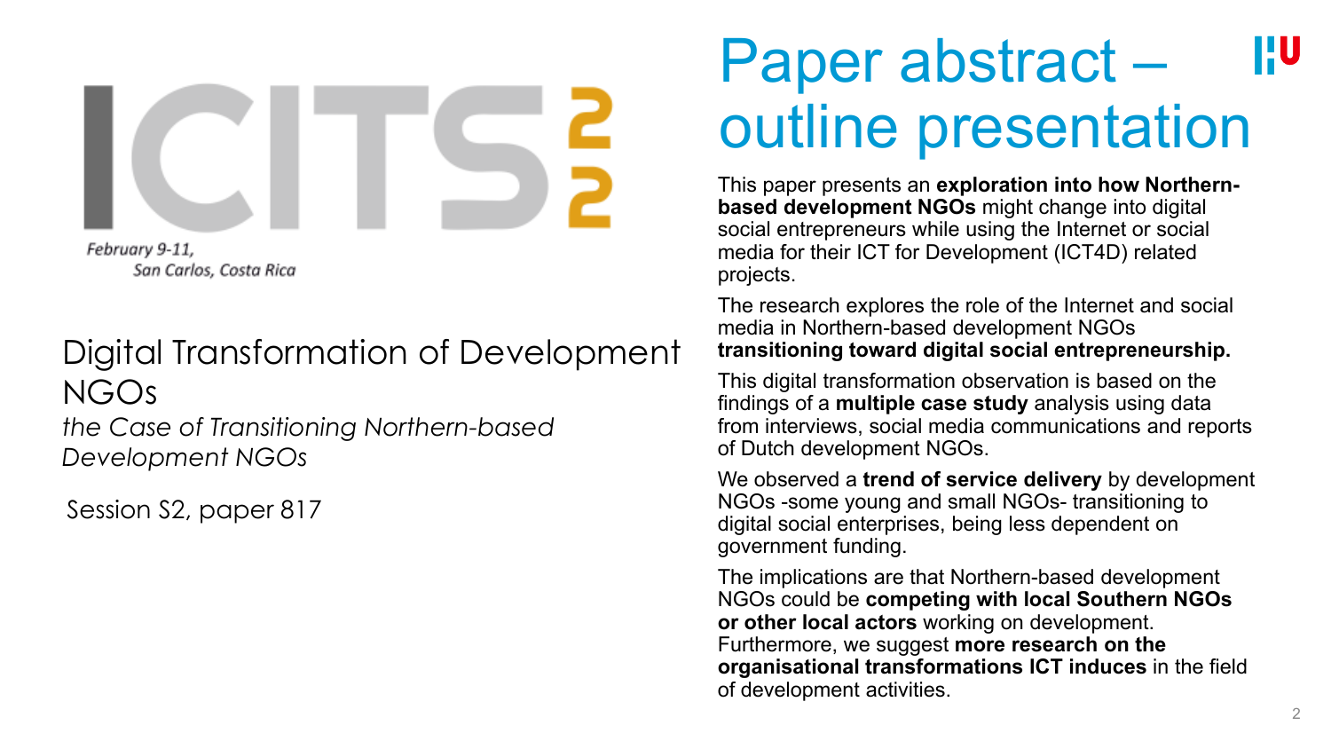ICTS 22

February 9-11,
San Carlos, Costa Rica

## Digital Transformation of Development NGOs

*the Case of Transitioning Northern-based Development NGOs*

Session S2, paper 817

# Paper abstract – outline presentation

This paper presents an **exploration into how Northern-based development NGOs** might change into digital social entrepreneurs while using the Internet or social media for their ICT for Development (ICT4D) related projects.

The research explores the role of the Internet and social media in Northern-based development NGOs **transitioning toward digital social entrepreneurship.**

This digital transformation observation is based on the findings of a **multiple case study** analysis using data from interviews, social media communications and reports of Dutch development NGOs.

We observed a **trend of service delivery** by development NGOs -some young and small NGOs- transitioning to digital social enterprises, being less dependent on government funding.

The implications are that Northern-based development NGOs could be **competing with local Southern NGOs or other local actors** working on development. Furthermore, we suggest **more research on the organisational transformations ICT induces** in the field of development activities.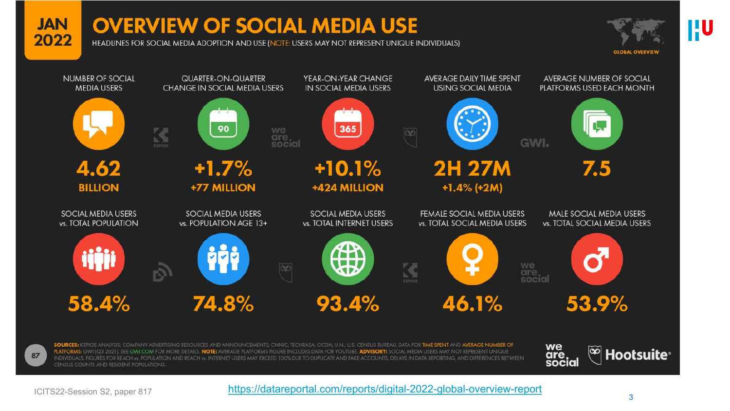# JAN 2022 OVERVIEW OF SOCIAL MEDIA USE

HEADLINES FOR SOCIAL MEDIA ADOPTION AND USE (NOTE: USERS MAY NOT REPRESENT UNIQUE INDIVIDUALS)

GLOBAL OVERVIEW

| NUMBER OF SOCIAL MEDIA USERS | QUARTER-ON-QUARTER CHANGE IN SOCIAL MEDIA USERS | YEAR-ON-YEAR CHANGE IN SOCIAL MEDIA USERS | AVERAGE DAILY TIME SPENT USING SOCIAL MEDIA | AVERAGE NUMBER OF SOCIAL PLATFORMS USED EACH MONTH |
| --- | --- | --- | --- | --- |
| 4.62 BILLION | +1.7% +77 MILLION | +10.1% +424 MILLION | 2H 27M +1.4% (+2M) | 7.5 |

| SOCIAL MEDIA USERS vs. TOTAL POPULATION | SOCIAL MEDIA USERS vs. POPULATION AGE 13+ | SOCIAL MEDIA USERS vs. TOTAL INTERNET USERS | FEMALE SOCIAL MEDIA USERS vs. TOTAL SOCIAL MEDIA USERS | MALE SOCIAL MEDIA USERS vs. TOTAL SOCIAL MEDIA USERS |
| --- | --- | --- | --- | --- |
| 58.4% | 74.8% | 93.4% | 46.1% | 53.9% |

**SOURCES:** KEPIOS ANALYSIS; COMPANY ADVERTISING RESOURCES AND ANNOUNCEMENTS; CNNIC; TECHRASA; OCDH; U.N.; U.S. CENSUS BUREAU. DATA FOR TIME SPENT AND AVERAGE NUMBER OF PLATFORMS: GWI (Q3 2021). SEE GWI.COM FOR MORE DETAILS. **NOTE:** AVERAGE PLATFORMS FIGURE INCLUDES DATA FOR YOUTUBE. **ADVISORY:** SOCIAL MEDIA USERS MAY NOT REPRESENT UNIQUE INDIVIDUALS. FIGURES FOR REACH vs. POPULATION AND REACH vs. INTERNET USERS MAY EXCEED 100% DUE TO DUPLICATE AND FAKE ACCOUNTS, DELAYS IN DATA REPORTING, AND DIFFERENCES BETWEEN CENSUS COUNTS AND RESIDENT POPULATIONS.

we are social | Hootsuite

ICITS22-Session S2, paper 817

https://datareportal.com/reports/digital-2022-global-overview-report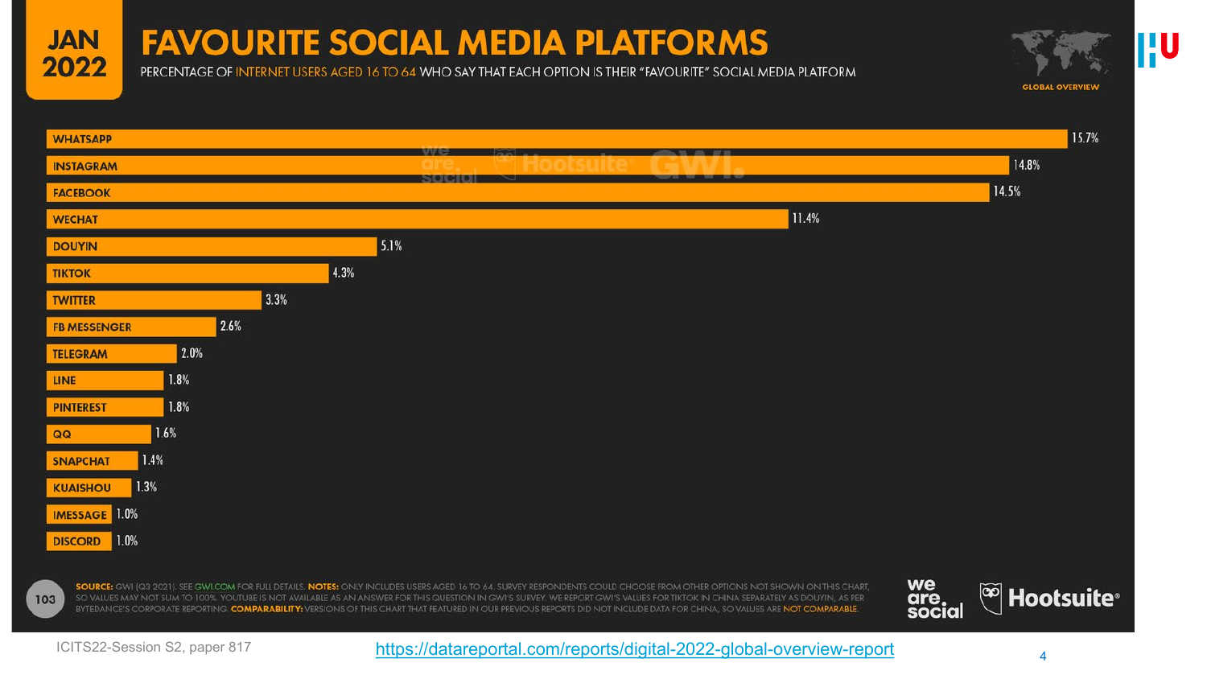# JAN 2022

## FAVOURITE SOCIAL MEDIA PLATFORMS

PERCENTAGE OF INTERNET USERS AGED 16 TO 64 WHO SAY THAT EACH OPTION IS THEIR "FAVOURITE" SOCIAL MEDIA PLATFORM

| Platform | Percentage |
| --- | --- |
| WHATSAPP | 15.7% |
| INSTAGRAM | 14.8% |
| FACEBOOK | 14.5% |
| WECHAT | 11.4% |
| DOUYIN | 5.1% |
| TIKTOK | 4.3% |
| TWITTER | 3.3% |
| FB MESSENGER | 2.6% |
| TELEGRAM | 2.0% |
| LINE | 1.8% |
| PINTEREST | 1.8% |
| QQ | 1.6% |
| SNAPCHAT | 1.4% |
| KUAISHOU | 1.3% |
| IMESSAGE | 1.0% |
| DISCORD | 1.0% |

**SOURCE:** GWI (Q3 2021). SEE GWI.COM FOR FULL DETAILS. **NOTES:** ONLY INCLUDES USERS AGED 16 TO 64. SURVEY RESPONDENTS COULD CHOOSE FROM OTHER OPTIONS NOT SHOWN ON THIS CHART, SO VALUES MAY NOT SUM TO 100%. YOUTUBE IS NOT AVAILABLE AS AN ANSWER FOR THIS QUESTION IN GWI'S SURVEY. WE REPORT GWI'S VALUES FOR TIKTOK IN CHINA SEPARATELY AS DOUYIN, AS PER BYTEDANCE'S CORPORATE REPORTING. **COMPARABILITY:** VERSIONS OF THIS CHART THAT FEATURED IN OUR PREVIOUS REPORTS DID NOT INCLUDE DATA FOR CHINA, SO VALUES ARE NOT COMPARABLE.

ICITS22-Session S2, paper 817

https://datareportal.com/reports/digital-2022-global-overview-report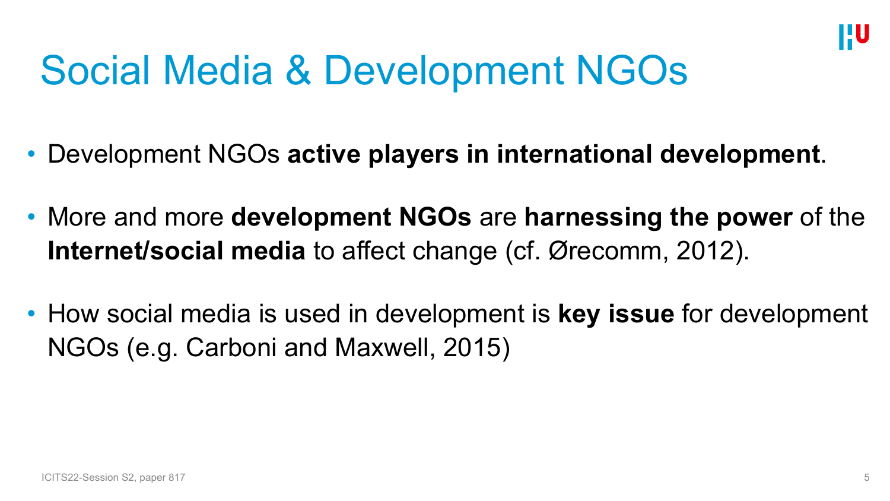# Social Media & Development NGOs

- Development NGOs **active players in international development**.
- More and more **development NGOs** are **harnessing the power** of the **Internet/social media** to affect change (cf. Ørecomm, 2012).
- How social media is used in development is **key issue** for development NGOs (e.g. Carboni and Maxwell, 2015)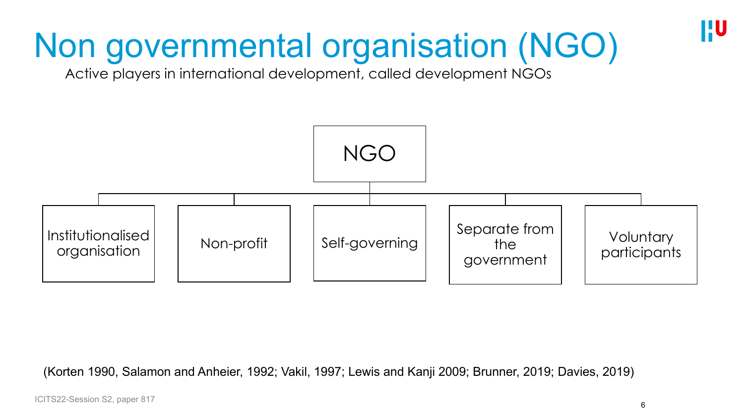# Non governmental organisation (NGO)

Active players in international development, called development NGOs

NGO

- Institutionalised organisation
- Non-profit
- Self-governing
- Separate from the government
- Voluntary participants

(Korten 1990, Salamon and Anheier, 1992; Vakil, 1997; Lewis and Kanji 2009; Brunner, 2019; Davies, 2019)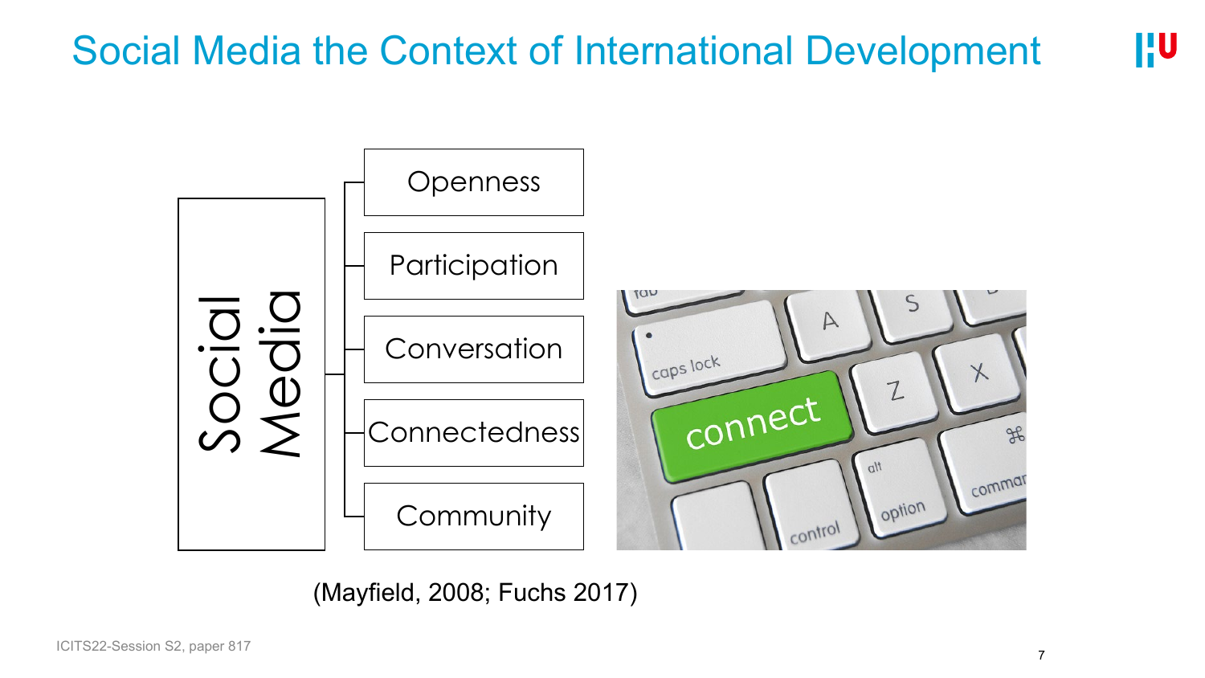# Social Media the Context of International Development

Social Media

- Openness
- Participation
- Conversation
- Connectedness
- Community

(Mayfield, 2008; Fuchs 2017)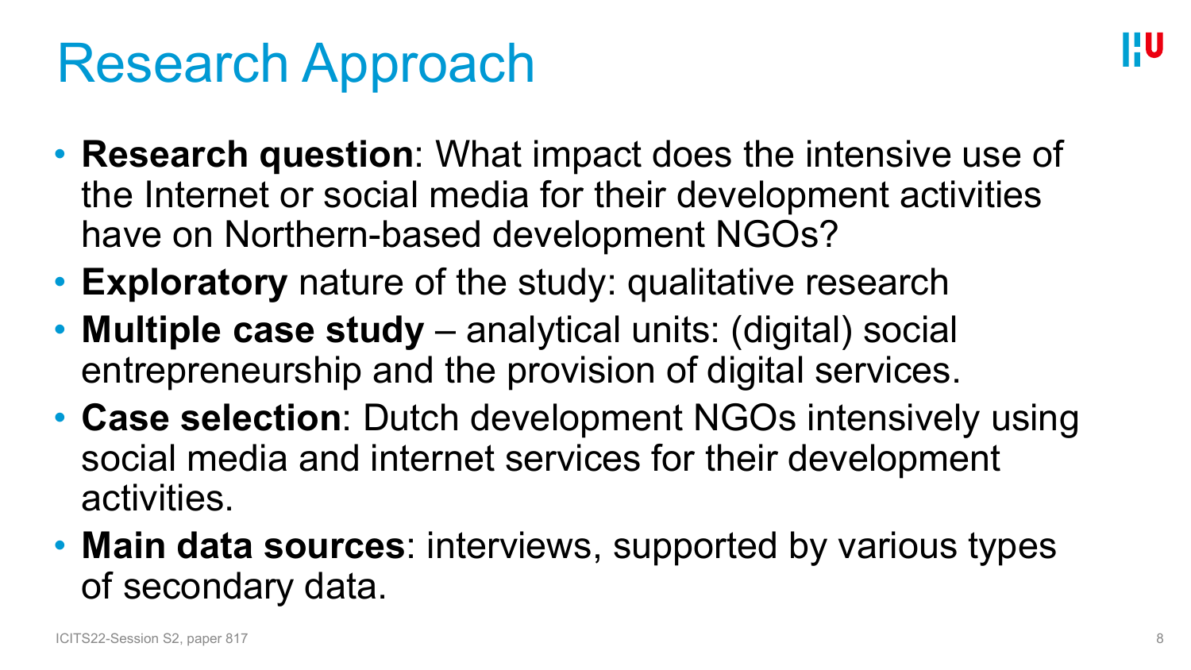# Research Approach

- **Research question**: What impact does the intensive use of the Internet or social media for their development activities have on Northern-based development NGOs?
- **Exploratory** nature of the study: qualitative research
- **Multiple case study** – analytical units: (digital) social entrepreneurship and the provision of digital services.
- **Case selection**: Dutch development NGOs intensively using social media and internet services for their development activities.
- **Main data sources**: interviews, supported by various types of secondary data.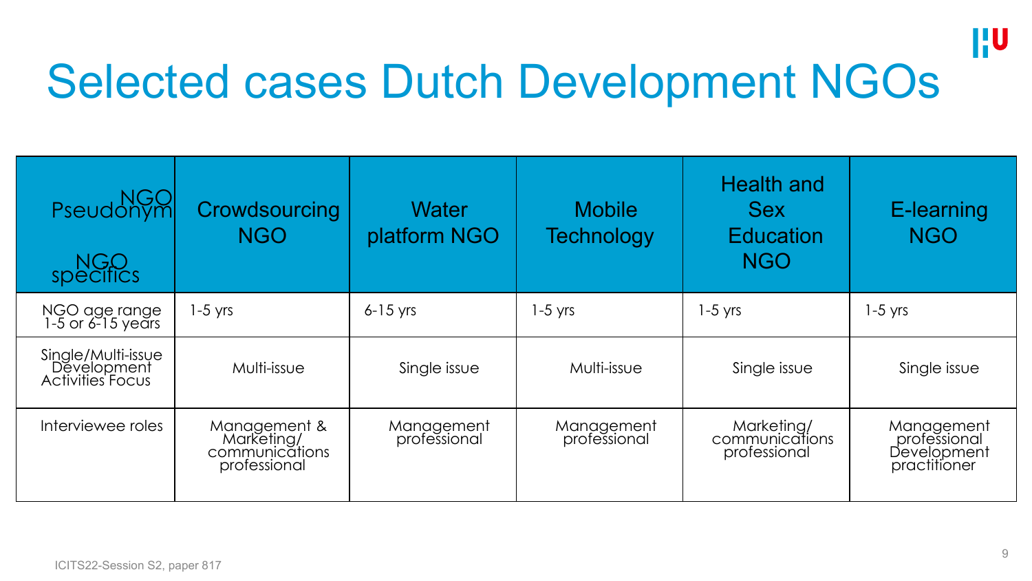# Selected cases Dutch Development NGOs

| NGO Pseudonym / NGO specifics | Crowdsourcing NGO | Water platform NGO | Mobile Technology | Health and Sex Education NGO | E-learning NGO |
|---|---|---|---|---|---|
| NGO age range 1-5 or 6-15 years | 1-5 yrs | 6-15 yrs | 1-5 yrs | 1-5 yrs | 1-5 yrs |
| Single/Multi-issue Development Activities Focus | Multi-issue | Single issue | Multi-issue | Single issue | Single issue |
| Interviewee roles | Management & Marketing/ communications professional | Management professional | Management professional | Marketing/ communications professional | Management professional Development practitioner |

ICITS22-Session S2, paper 817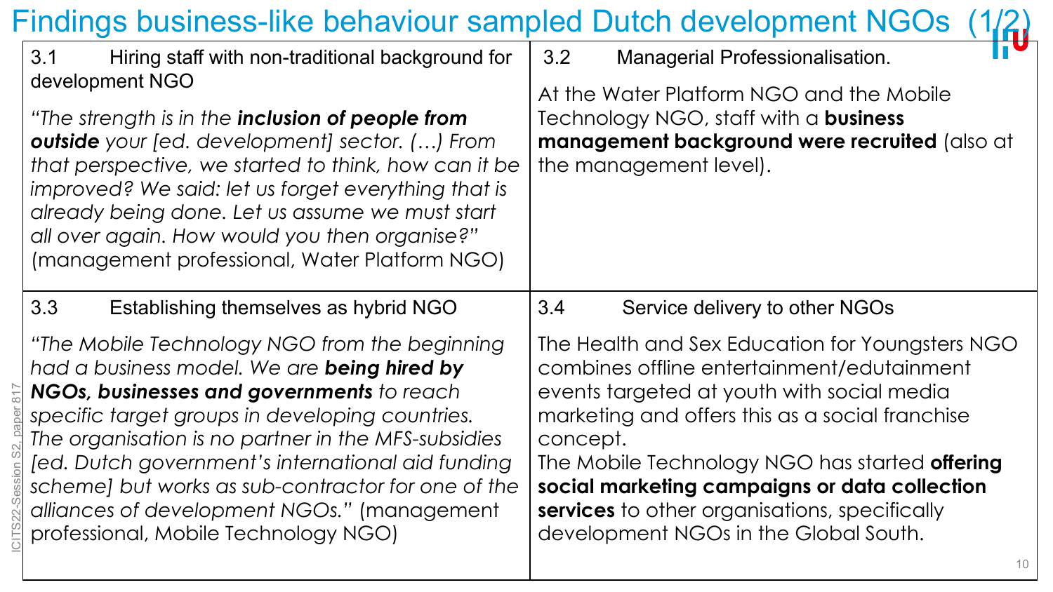# Findings business-like behaviour sampled Dutch development NGOs (1/2)

### 3.1 Hiring staff with non-traditional background for development NGO

*"The strength is in the **inclusion of people from outside** your [ed. development] sector. (…) From that perspective, we started to think, how can it be improved? We said: let us forget everything that is already being done. Let us assume we must start all over again. How would you then organise?"* (management professional, Water Platform NGO)

### 3.2 Managerial Professionalisation.

At the Water Platform NGO and the Mobile Technology NGO, staff with a **business management background were recruited** (also at the management level).

### 3.3 Establishing themselves as hybrid NGO

*"The Mobile Technology NGO from the beginning had a business model. We are **being hired by NGOs, businesses and governments** to reach specific target groups in developing countries. The organisation is no partner in the MFS-subsidies [ed. Dutch government's international aid funding scheme] but works as sub-contractor for one of the alliances of development NGOs."* (management professional, Mobile Technology NGO)

### 3.4 Service delivery to other NGOs

The Health and Sex Education for Youngsters NGO combines offline entertainment/edutainment events targeted at youth with social media marketing and offers this as a social franchise concept.

The Mobile Technology NGO has started **offering social marketing campaigns or data collection services** to other organisations, specifically development NGOs in the Global South.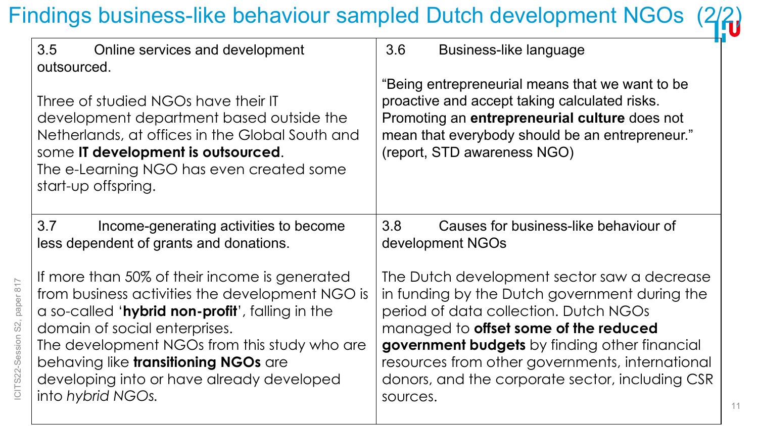# Findings business-like behaviour sampled Dutch development NGOs (2/2)

### 3.5 Online services and development outsourced.

Three of studied NGOs have their IT development department based outside the Netherlands, at offices in the Global South and some **IT development is outsourced**.
The e-Learning NGO has even created some start-up offspring.

### 3.6 Business-like language

"Being entrepreneurial means that we want to be proactive and accept taking calculated risks. Promoting an **entrepreneurial culture** does not mean that everybody should be an entrepreneur." (report, STD awareness NGO)

### 3.7 Income-generating activities to become less dependent of grants and donations.

If more than 50% of their income is generated from business activities the development NGO is a so-called '**hybrid non-profit**', falling in the domain of social enterprises.
The development NGOs from this study who are behaving like **transitioning NGOs** are developing into or have already developed into *hybrid NGOs.*

### 3.8 Causes for business-like behaviour of development NGOs

The Dutch development sector saw a decrease in funding by the Dutch government during the period of data collection. Dutch NGOs managed to **offset some of the reduced government budgets** by finding other financial resources from other governments, international donors, and the corporate sector, including CSR sources.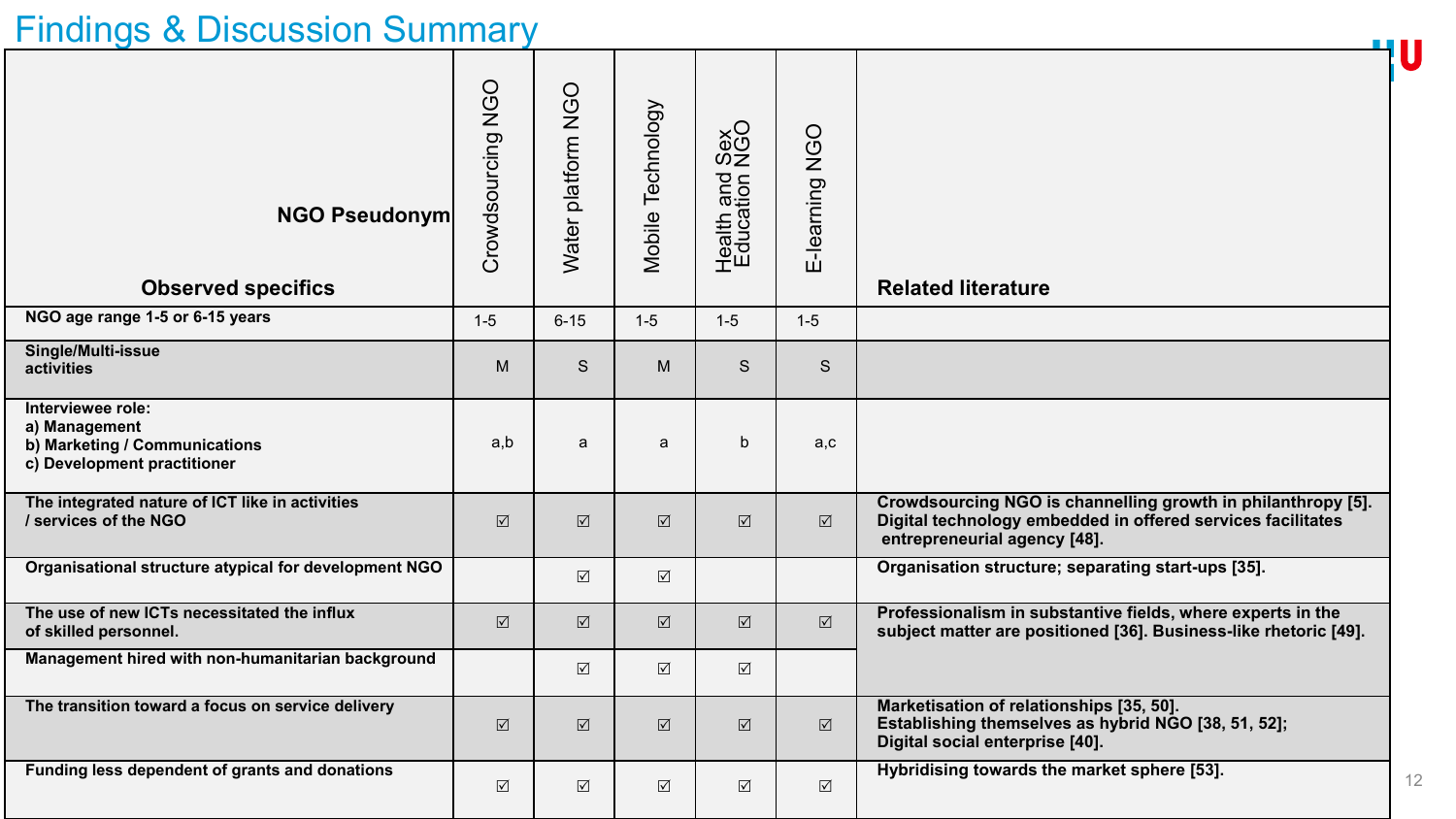# Findings & Discussion Summary

| Observed specifics / NGO Pseudonym | Crowdsourcing NGO | Water platform NGO | Mobile Technology | Health and Sex Education NGO | E-learning NGO | Related literature |
|---|---|---|---|---|---|---|
| NGO age range 1-5 or 6-15 years | 1-5 | 6-15 | 1-5 | 1-5 | 1-5 | |
| Single/Multi-issue activities | M | S | M | S | S | |
| Interviewee role: a) Management b) Marketing / Communications c) Development practitioner | a,b | a | a | b | a,c | |
| The integrated nature of ICT like in activities / services of the NGO | ☑ | ☑ | ☑ | ☑ | ☑ | Crowdsourcing NGO is channelling growth in philanthropy [5]. Digital technology embedded in offered services facilitates entrepreneurial agency [48]. |
| Organisational structure atypical for development NGO | | ☑ | ☑ | | | Organisation structure; separating start-ups [35]. |
| The use of new ICTs necessitated the influx of skilled personnel. | ☑ | ☑ | ☑ | ☑ | ☑ | Professionalism in substantive fields, where experts in the subject matter are positioned [36]. Business-like rhetoric [49]. |
| Management hired with non-humanitarian background | | ☑ | ☑ | ☑ | | |
| The transition toward a focus on service delivery | ☑ | ☑ | ☑ | ☑ | ☑ | Marketisation of relationships [35, 50]. Establishing themselves as hybrid NGO [38, 51, 52]; Digital social enterprise [40]. |
| Funding less dependent of grants and donations | ☑ | ☑ | ☑ | ☑ | ☑ | Hybridising towards the market sphere [53]. |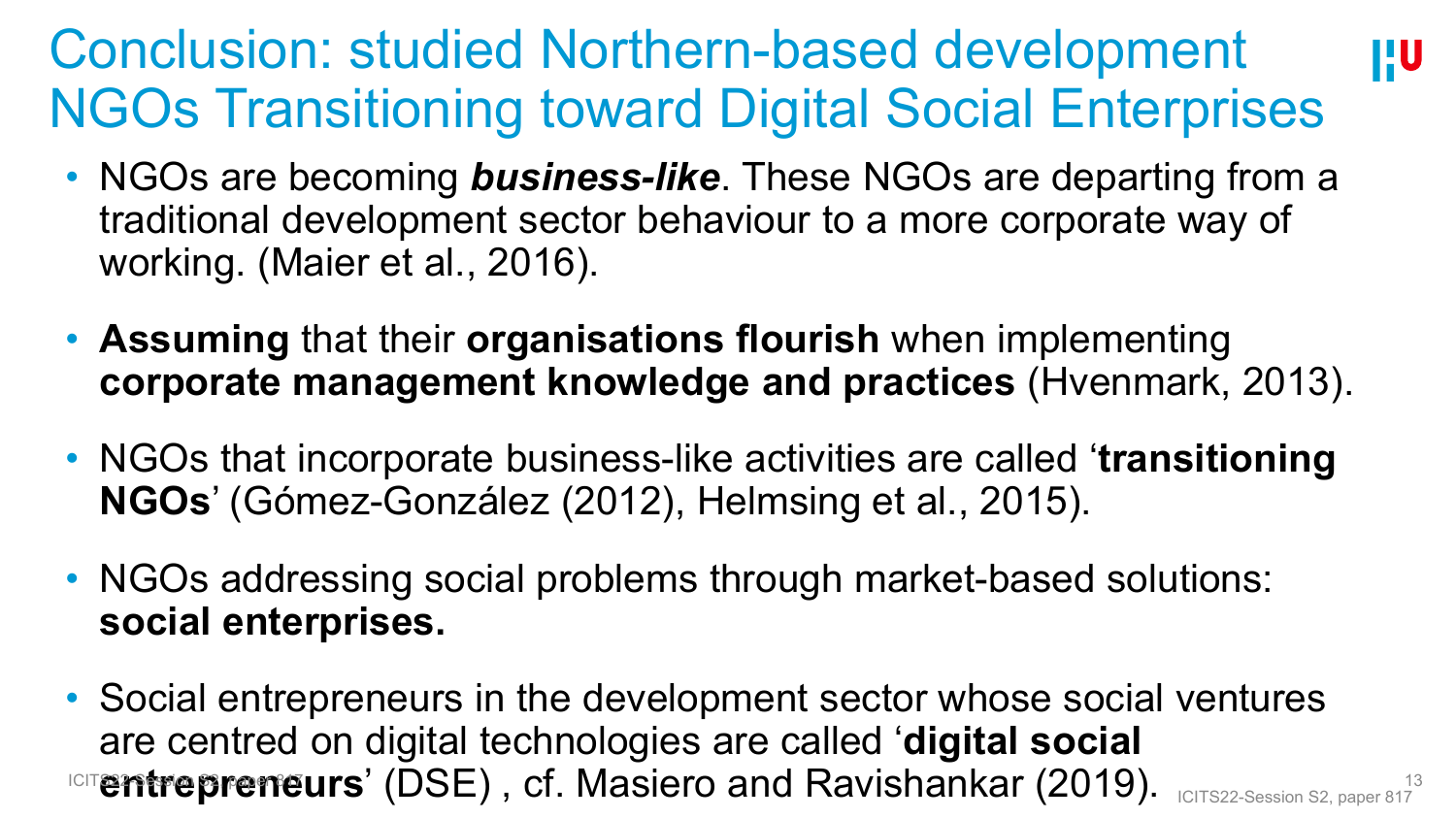# Conclusion: studied Northern-based development NGOs Transitioning toward Digital Social Enterprises

- NGOs are becoming ***business-like***. These NGOs are departing from a traditional development sector behaviour to a more corporate way of working. (Maier et al., 2016).
- **Assuming** that their **organisations flourish** when implementing **corporate management knowledge and practices** (Hvenmark, 2013).
- NGOs that incorporate business-like activities are called '**transitioning NGOs**' (Gómez-González (2012), Helmsing et al., 2015).
- NGOs addressing social problems through market-based solutions: **social enterprises.**
- Social entrepreneurs in the development sector whose social ventures are centred on digital technologies are called '**digital social entrepreneurs**' (DSE) , cf. Masiero and Ravishankar (2019).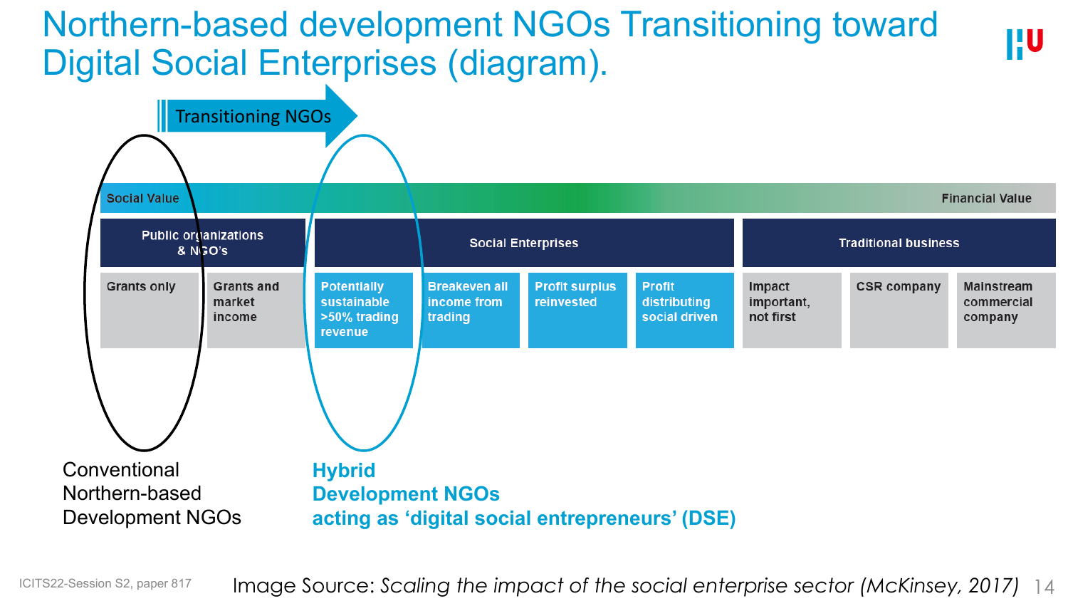# Northern-based development NGOs Transitioning toward Digital Social Enterprises (diagram).

Transitioning NGOs

Social Value — Financial Value

| Public organizations & NGO's | | Social Enterprises | | | | Traditional business | | |
|---|---|---|---|---|---|---|---|---|
| Grants only | Grants and market income | Potentially sustainable >50% trading revenue | Breakeven all income from trading | Profit surplus reinvested | Profit distributing social driven | Impact important, not first | CSR company | Mainstream commercial company |

Conventional Northern-based Development NGOs

**Hybrid Development NGOs acting as 'digital social entrepreneurs' (DSE)**

ICITS22-Session S2, paper 817

Image Source: *Scaling the impact of the social enterprise sector (McKinsey, 2017)*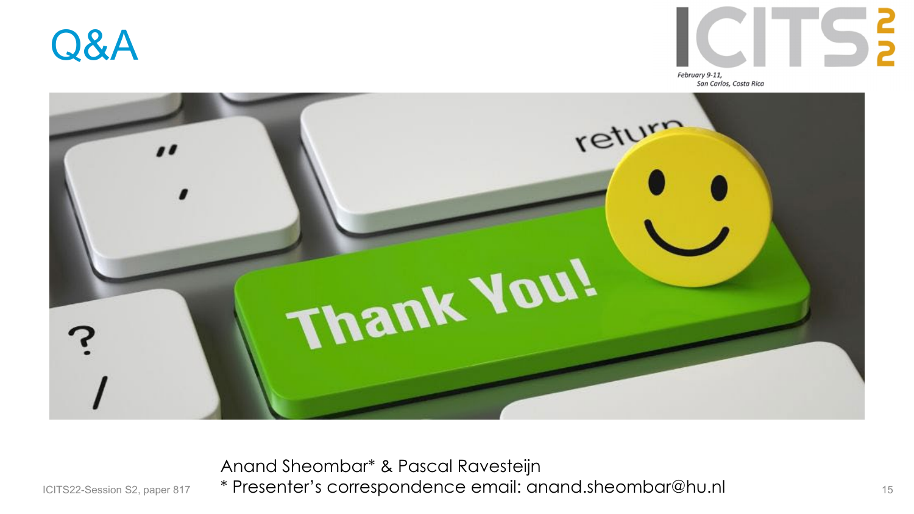# Q&A

Anand Sheombar* & Pascal Ravesteijn

* Presenter's correspondence email: anand.sheombar@hu.nl